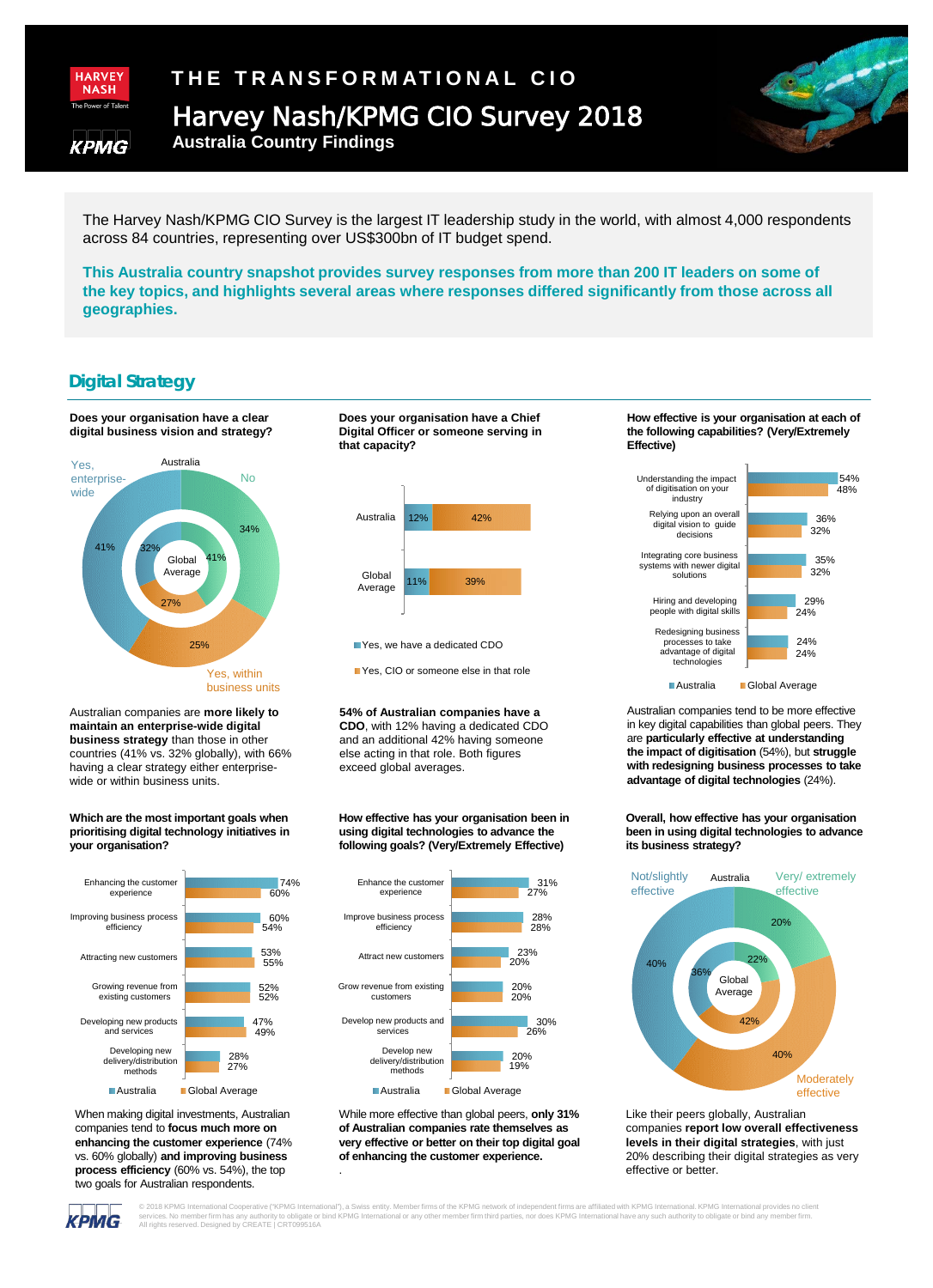# THE TRANSFORMATIONAL CIO

## Harvey Nash/KPMG CIO Survey 2018

### Australia Country Findings

The Harvey Nash/KPMG CIO Survey is the largest IT leadership study in the world, with almost 4,000 respondents across 84 countries, representing over US$300bn of IT budget spend.

**This Australia country snapshot provides survey responses from more than 200 IT leaders on some of the key topics, and highlights several areas where responses differed significantly from those across all geographies.**

## Digital Strategy

**Does your organisation have a clear digital business vision and strategy?**

| | Australia | Global Average |
|---|---|---|
| Yes, enterprise-wide | 41% | 32% |
| Yes, within business units | 25% | 27% |
| No | 34% | 41% |

Australian companies are **more likely to maintain an enterprise-wide digital business strategy** than those in other countries (41% vs. 32% globally), with 66% having a clear strategy either enterprise-wide or within business units.

**Does your organisation have a Chief Digital Officer or someone serving in that capacity?**

| | Yes, we have a dedicated CDO | Yes, CIO or someone else in that role |
|---|---|---|
| Australia | 12% | 42% |
| Global Average | 11% | 39% |

**54% of Australian companies have a CDO**, with 12% having a dedicated CDO and an additional 42% having someone else acting in that role. Both figures exceed global averages.

**How effective is your organisation at each of the following capabilities? (Very/Extremely Effective)**

| Capability | Australia | Global Average |
|---|---|---|
| Understanding the impact of digitisation on your industry | 54% | 48% |
| Relying upon an overall digital vision to guide decisions | 36% | 32% |
| Integrating core business systems with newer digital solutions | 35% | 32% |
| Hiring and developing people with digital skills | 29% | 24% |
| Redesigning business processes to take advantage of digital technologies | 24% | 24% |

Australian companies tend to be more effective than global peers in key digital capabilities. They are **particularly effective at understanding the impact of digitisation** (54%), but **struggle with redesigning business processes to take advantage of digital technologies** (24%).

**Which are the most important goals when prioritising digital technology initiatives in your organisation?**

| Goal | Australia | Global Average |
|---|---|---|
| Enhancing the customer experience | 74% | 60% |
| Improving business process efficiency | 60% | 54% |
| Attracting new customers | 53% | 55% |
| Growing revenue from existing customers | 52% | 52% |
| Developing new products and services | 47% | 49% |
| Developing new delivery/distribution methods | 28% | 27% |

When making digital investments, Australian companies tend to **focus much more on enhancing the customer experience** (74% vs. 60% globally) **and improving business process efficiency** (60% vs. 54%), the top two goals for Australian respondents.

**How effective has your organisation been in using digital technologies to advance the following goals? (Very/Extremely Effective)**

| Goal | Australia | Global Average |
|---|---|---|
| Enhance the customer experience | 31% | 27% |
| Improve business process efficiency | 28% | 28% |
| Attract new customers | 23% | 20% |
| Grow revenue from existing customers | 20% | 20% |
| Develop new products and services | 30% | 26% |
| Develop new delivery/distribution methods | 20% | 19% |

While more effective than global peers, **only 31% of Australian companies rate themselves as very effective or better on their top digital goal of enhancing the customer experience.**

**Overall, how effective has your organisation been in using digital technologies to advance its business strategy?**

| | Australia | Global Average |
|---|---|---|
| Very/ extremely effective | 20% | 22% |
| Moderately effective | 40% | 42% |
| Not/slightly effective | 40% | 36% |

Like their peers globally, Australian companies **report low overall effectiveness levels in their digital strategies**, with just 20% describing their digital strategies as very effective or better.

© 2018 KPMG International Cooperative ("KPMG International"), a Swiss entity. Member firms of the KPMG network of independent firms are affiliated with KPMG International. KPMG International provides no client services. No member firm has any authority to obligate or bind KPMG International or any other member firm third parties, nor does KPMG International have any such authority to obligate or bind any member firm. All rights reserved. Designed by CREATE | CRT099516A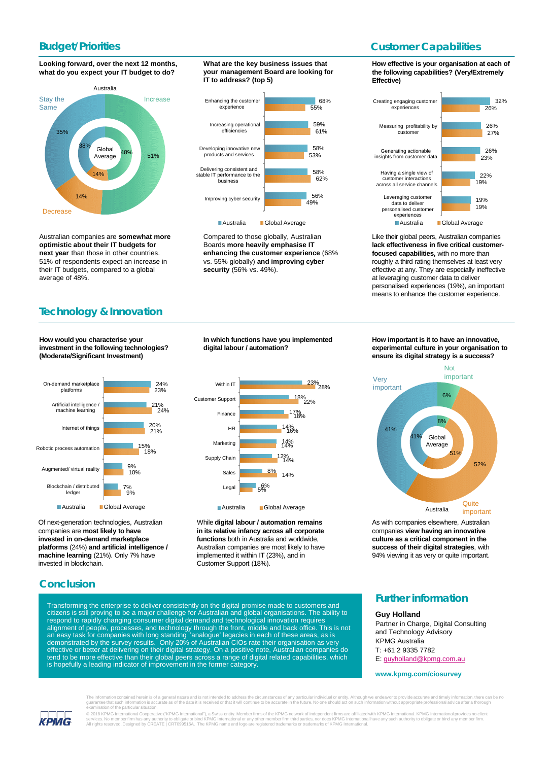## Budget/Priorities

**Looking forward, over the next 12 months, what do you expect your IT budget to do?**

Australia

Stay the Same

Increase

Decrease

35%

38%

Global Average

48%

51%

14%

14%

Australian companies are **somewhat more optimistic about their IT budgets for next year** than those in other countries. 51% of respondents expect an increase in their IT budgets, compared to a global average of 48%.

**What are the key business issues that your management Board are looking for IT to address? (top 5)**

Enhancing the customer experience 68% 55%

Increasing operational efficiencies 59% 61%

Developing innovative new products and services 58% 53%

Delivering consistent and stable IT performance to the business 58% 62%

Improving cyber security 56% 49%

Australia Global Average

Compared to those globally, Australian Boards **more heavily emphasise IT enhancing the customer experience** (68% vs. 55% globally) **and improving cyber security** (56% vs. 49%).

## Customer Capabilities

**How effective is your organisation at each of the following capabilities? (Very/Extremely Effective)**

Creating engaging customer experiences 32% 26%

Measuring profitability by customer 26% 27%

Generating actionable insights from customer data 26% 23%

Having a single view of customer interactions across all service channels 22% 19%

Leveraging customer data to deliver personalised customer experiences 19% 19%

Australia Global Average

Like their global peers, Australian companies **lack effectiveness in five critical customer-focused capabilities,** with no more than roughly a third rating themselves at least very effective at any. They are especially ineffective at leveraging customer data to deliver personalised experiences (19%), an important means to enhance the customer experience.

## Technology & Innovation

**How would you characterise your investment in the following technologies? (Moderate/Significant Investment)**

On-demand marketplace platforms 24% 23%

Artificial intelligence / machine learning 21% 24%

Internet of things 20% 21%

Robotic process automation 15% 18%

Augmented/ virtual reality 9% 10%

Blockchain / distributed ledger 7% 9%

Australia Global Average

Of next-generation technologies, Australian companies are **most likely to have invested in on-demand marketplace platforms** (24%) **and artificial intelligence / machine learning** (21%). Only 7% have invested in blockchain.

**In which functions have you implemented digital labour / automation?**

Within IT 23% 28%

Customer Support 18% 22%

Finance 17% 18%

HR 14% 16%

Marketing 14% 14%

Supply Chain 12% 14%

Sales 8% 14%

Legal 6% 5%

Australia Global Average

While **digital labour / automation remains in its relative infancy across all corporate functions** both in Australia and worldwide, Australian companies are most likely to have implemented it within IT (23%), and in Customer Support (18%).

**How important is it to have an innovative, experimental culture in your organisation to ensure its digital strategy is a success?**

Not important

Very important

Quite important

Australia

Global Average

6%

8%

41%

41%

51%

52%

As with companies elsewhere, Australian companies **view having an innovative culture as a critical component in the success of their digital strategies**, with 94% viewing it as very or quite important.

## Conclusion

Transforming the enterprise to deliver consistently on the digital promise made to customers and citizens is still proving to be a major challenge for Australian and global organisations. The ability to respond to rapidly changing consumer digital demand and technological innovation requires alignment of people, processes, and technology through the front, middle and back office. This is not an easy task for companies with long standing 'analogue' legacies in each of these areas, as is demonstrated by the survey results. Only 20% of Australian CIOs rate their organisation as very effective or better at delivering on their digital strategy. On a positive note, Australian companies do tend to be more effective than their global peers across a range of digital related capabilities, which is hopefully a leading indicator of improvement in the former category.

## Further information

**Guy Holland**
Partner in Charge, Digital Consulting and Technology Advisory
KPMG Australia
T: +61 2 9335 7782
E: guyholland@kpmg.com.au

**www.kpmg.com/ciosurvey**

The information contained herein is of a general nature and is not intended to address the circumstances of any particular individual or entity. Although we endeavor to provide accurate and timely information, there can be no guarantee that such information is accurate as of the date it is received or that it will continue to be accurate in the future. No one should act on such information without appropriate professional advice after a thorough examination of the particular situation.

© 2018 KPMG International Cooperative ("KPMG International"), a Swiss entity. Member firms of the KPMG network of independent firms are affiliated with KPMG International. KPMG International provides no client services. No member firm has any authority to obligate or bind KPMG International or any other member firm third parties, nor does KPMG International have any such authority to obligate or bind any member firm. All rights reserved. Designed by CREATE | CRT099516A. The KPMG name and logo are registered trademarks or trademarks of KPMG International.